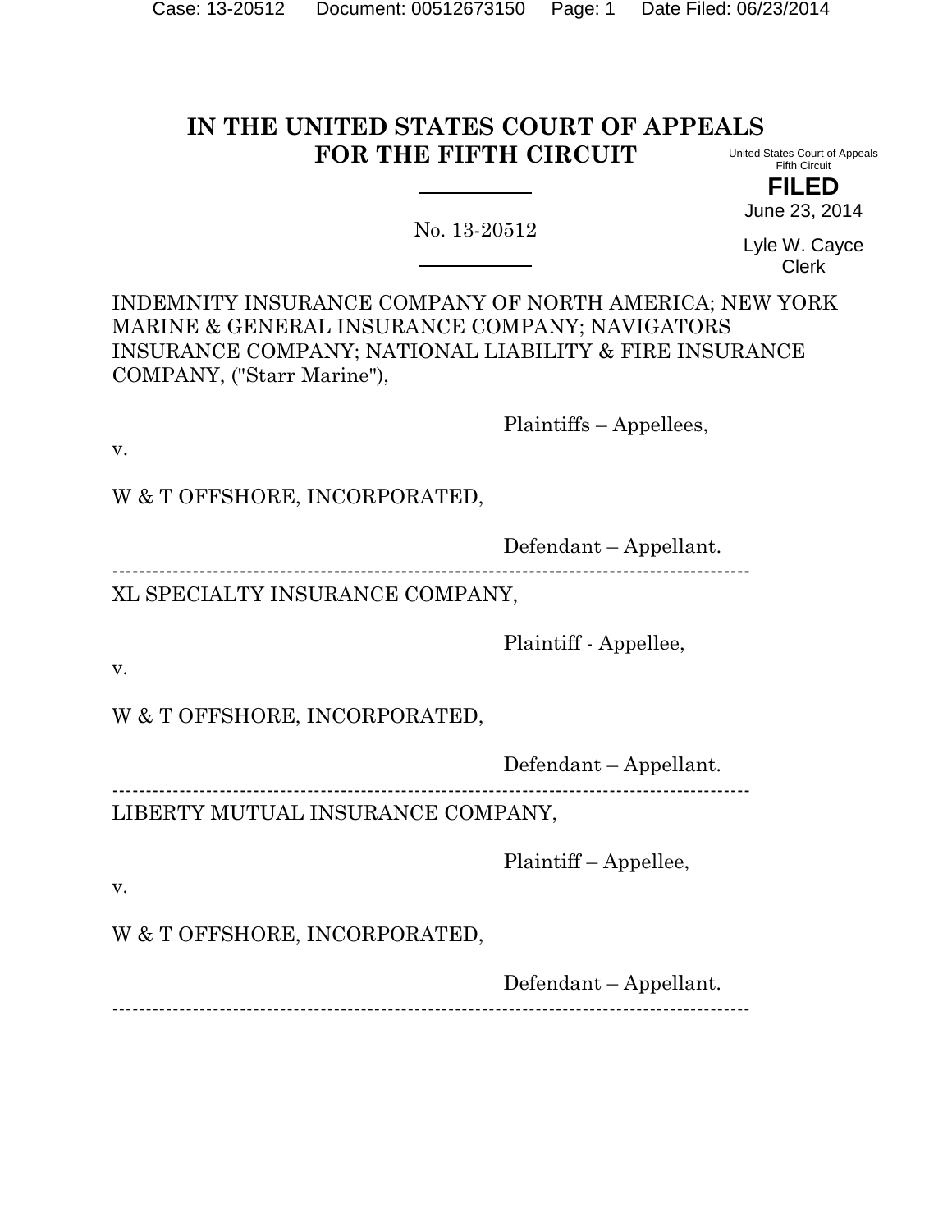# IN THE UNITED STATES COURT OF APPEALS FOR THE FIFTH CIRCUIT

United States Court of Appeals
Fifth Circuit

**FILED**

June 23, 2014

Lyle W. Cayce
Clerk

No. 13-20512

INDEMNITY INSURANCE COMPANY OF NORTH AMERICA; NEW YORK MARINE & GENERAL INSURANCE COMPANY; NAVIGATORS INSURANCE COMPANY; NATIONAL LIABILITY & FIRE INSURANCE COMPANY, ("Starr Marine"),

Plaintiffs – Appellees,

v.

W & T OFFSHORE, INCORPORATED,

Defendant – Appellant.

---

XL SPECIALTY INSURANCE COMPANY,

Plaintiff - Appellee,

v.

W & T OFFSHORE, INCORPORATED,

Defendant – Appellant.

---

LIBERTY MUTUAL INSURANCE COMPANY,

Plaintiff – Appellee,

v.

W & T OFFSHORE, INCORPORATED,

Defendant – Appellant.

---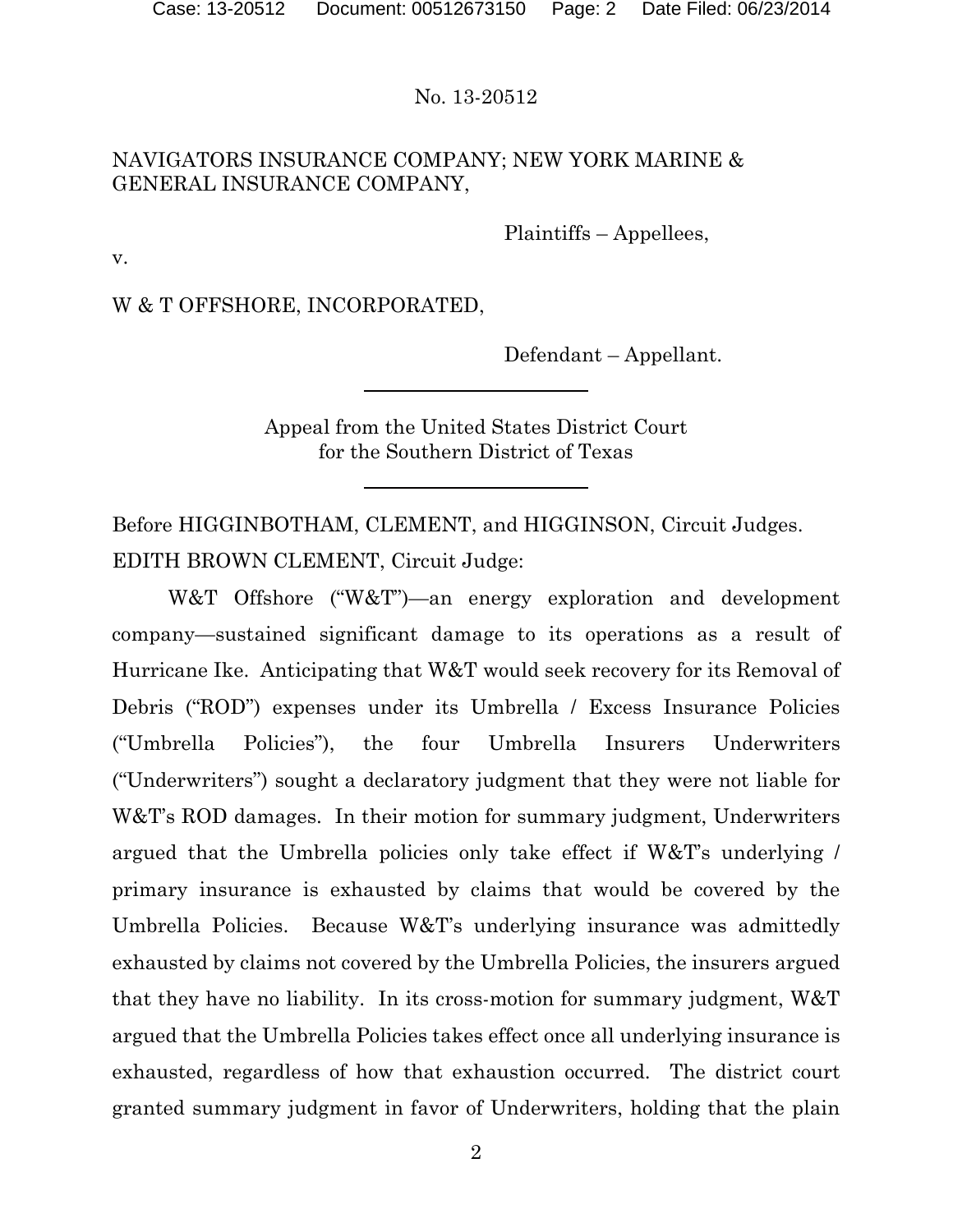No. 13-20512

NAVIGATORS INSURANCE COMPANY; NEW YORK MARINE & GENERAL INSURANCE COMPANY,

Plaintiffs – Appellees,

v.

W & T OFFSHORE, INCORPORATED,

Defendant – Appellant.

---

Appeal from the United States District Court for the Southern District of Texas

---

Before HIGGINBOTHAM, CLEMENT, and HIGGINSON, Circuit Judges.

EDITH BROWN CLEMENT, Circuit Judge:

W&T Offshore ("W&T")—an energy exploration and development company—sustained significant damage to its operations as a result of Hurricane Ike. Anticipating that W&T would seek recovery for its Removal of Debris ("ROD") expenses under its Umbrella / Excess Insurance Policies ("Umbrella Policies"), the four Umbrella Insurers Underwriters ("Underwriters") sought a declaratory judgment that they were not liable for W&T's ROD damages. In their motion for summary judgment, Underwriters argued that the Umbrella policies only take effect if W&T's underlying / primary insurance is exhausted by claims that would be covered by the Umbrella Policies. Because W&T's underlying insurance was admittedly exhausted by claims not covered by the Umbrella Policies, the insurers argued that they have no liability. In its cross-motion for summary judgment, W&T argued that the Umbrella Policies takes effect once all underlying insurance is exhausted, regardless of how that exhaustion occurred. The district court granted summary judgment in favor of Underwriters, holding that the plain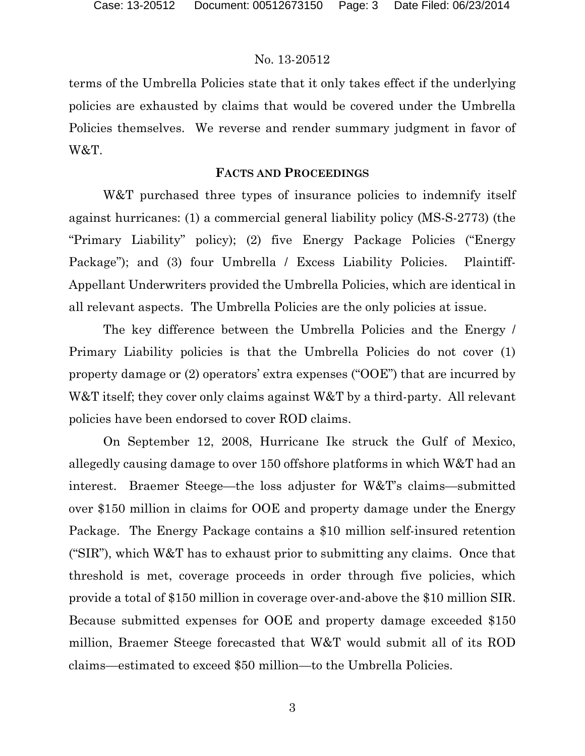terms of the Umbrella Policies state that it only takes effect if the underlying policies are exhausted by claims that would be covered under the Umbrella Policies themselves. We reverse and render summary judgment in favor of W&T.

## FACTS AND PROCEEDINGS

W&T purchased three types of insurance policies to indemnify itself against hurricanes: (1) a commercial general liability policy (MS-S-2773) (the "Primary Liability" policy); (2) five Energy Package Policies ("Energy Package"); and (3) four Umbrella / Excess Liability Policies. Plaintiff-Appellant Underwriters provided the Umbrella Policies, which are identical in all relevant aspects. The Umbrella Policies are the only policies at issue.

The key difference between the Umbrella Policies and the Energy / Primary Liability policies is that the Umbrella Policies do not cover (1) property damage or (2) operators' extra expenses ("OOE") that are incurred by W&T itself; they cover only claims against W&T by a third-party. All relevant policies have been endorsed to cover ROD claims.

On September 12, 2008, Hurricane Ike struck the Gulf of Mexico, allegedly causing damage to over 150 offshore platforms in which W&T had an interest. Braemer Steege—the loss adjuster for W&T's claims—submitted over $150 million in claims for OOE and property damage under the Energy Package. The Energy Package contains a $10 million self-insured retention ("SIR"), which W&T has to exhaust prior to submitting any claims. Once that threshold is met, coverage proceeds in order through five policies, which provide a total of $150 million in coverage over-and-above the $10 million SIR. Because submitted expenses for OOE and property damage exceeded $150 million, Braemer Steege forecasted that W&T would submit all of its ROD claims—estimated to exceed $50 million—to the Umbrella Policies.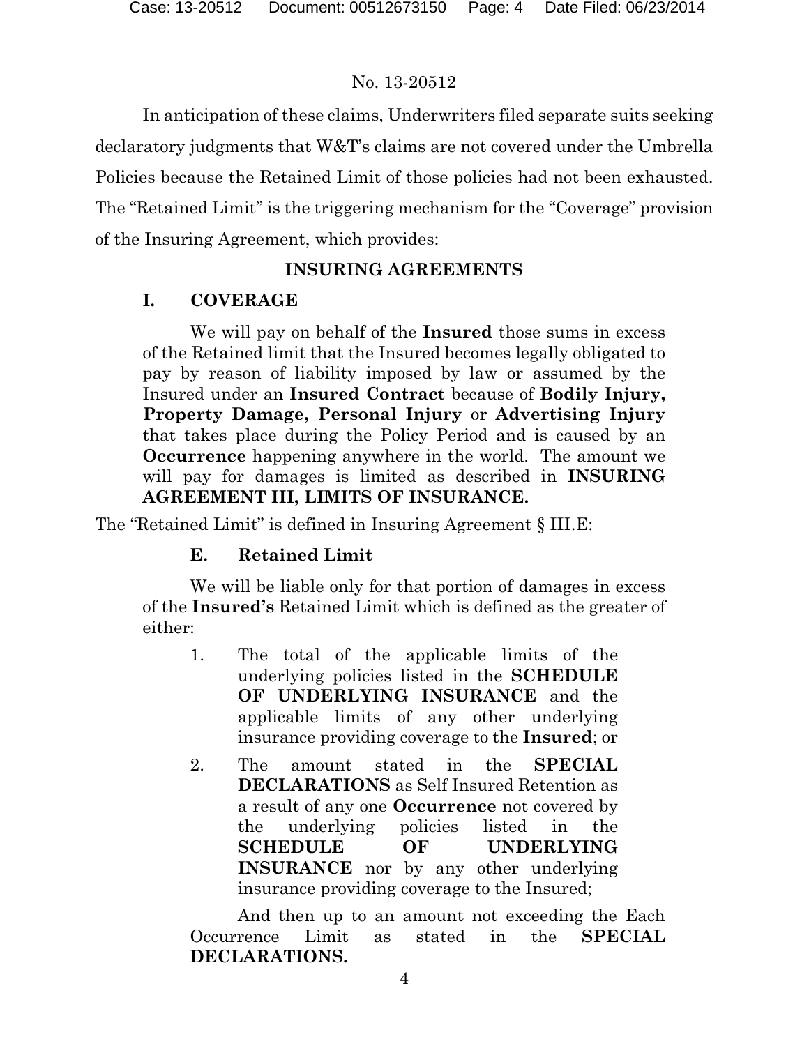In anticipation of these claims, Underwriters filed separate suits seeking declaratory judgments that W&T's claims are not covered under the Umbrella Policies because the Retained Limit of those policies had not been exhausted. The "Retained Limit" is the triggering mechanism for the "Coverage" provision of the Insuring Agreement, which provides:

> **INSURING AGREEMENTS**
>
> **I. COVERAGE**
>
> We will pay on behalf of the **Insured** those sums in excess of the Retained limit that the Insured becomes legally obligated to pay by reason of liability imposed by law or assumed by the Insured under an **Insured Contract** because of **Bodily Injury, Property Damage, Personal Injury** or **Advertising Injury** that takes place during the Policy Period and is caused by an **Occurrence** happening anywhere in the world. The amount we will pay for damages is limited as described in **INSURING AGREEMENT III, LIMITS OF INSURANCE.**

The "Retained Limit" is defined in Insuring Agreement § III.E:

> **E. Retained Limit**
>
> We will be liable only for that portion of damages in excess of the **Insured's** Retained Limit which is defined as the greater of either:
>
> 1. The total of the applicable limits of the underlying policies listed in the **SCHEDULE OF UNDERLYING INSURANCE** and the applicable limits of any other underlying insurance providing coverage to the **Insured**; or
> 2. The amount stated in the **SPECIAL DECLARATIONS** as Self Insured Retention as a result of any one **Occurrence** not covered by the underlying policies listed in the **SCHEDULE OF UNDERLYING INSURANCE** nor by any other underlying insurance providing coverage to the Insured;
>
> And then up to an amount not exceeding the Each Occurrence Limit as stated in the **SPECIAL DECLARATIONS.**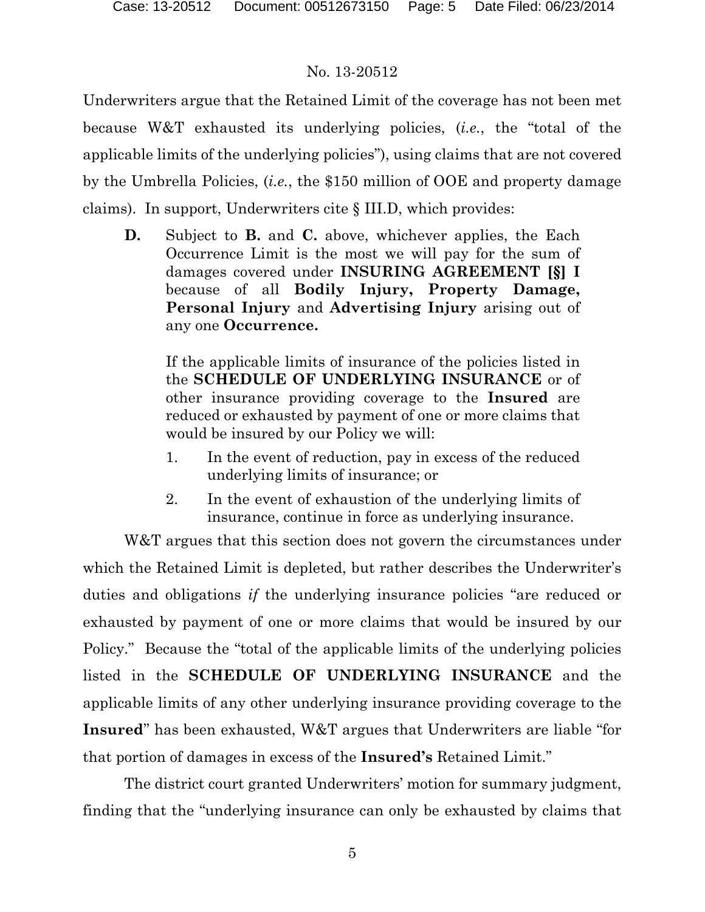Underwriters argue that the Retained Limit of the coverage has not been met because W&T exhausted its underlying policies, (*i.e.*, the "total of the applicable limits of the underlying policies"), using claims that are not covered by the Umbrella Policies, (*i.e.*, the $150 million of OOE and property damage claims). In support, Underwriters cite § III.D, which provides:

> **D.** Subject to **B.** and **C.** above, whichever applies, the Each Occurrence Limit is the most we will pay for the sum of damages covered under **INSURING AGREEMENT [§] I** because of all **Bodily Injury, Property Damage, Personal Injury** and **Advertising Injury** arising out of any one **Occurrence.**
>
> If the applicable limits of insurance of the policies listed in the **SCHEDULE OF UNDERLYING INSURANCE** or of other insurance providing coverage to the **Insured** are reduced or exhausted by payment of one or more claims that would be insured by our Policy we will:
>
> 1. In the event of reduction, pay in excess of the reduced underlying limits of insurance; or
> 2. In the event of exhaustion of the underlying limits of insurance, continue in force as underlying insurance.

W&T argues that this section does not govern the circumstances under which the Retained Limit is depleted, but rather describes the Underwriter's duties and obligations *if* the underlying insurance policies "are reduced or exhausted by payment of one or more claims that would be insured by our Policy." Because the "total of the applicable limits of the underlying policies listed in the **SCHEDULE OF UNDERLYING INSURANCE** and the applicable limits of any other underlying insurance providing coverage to the **Insured**" has been exhausted, W&T argues that Underwriters are liable "for that portion of damages in excess of the **Insured's** Retained Limit."

The district court granted Underwriters' motion for summary judgment, finding that the "underlying insurance can only be exhausted by claims that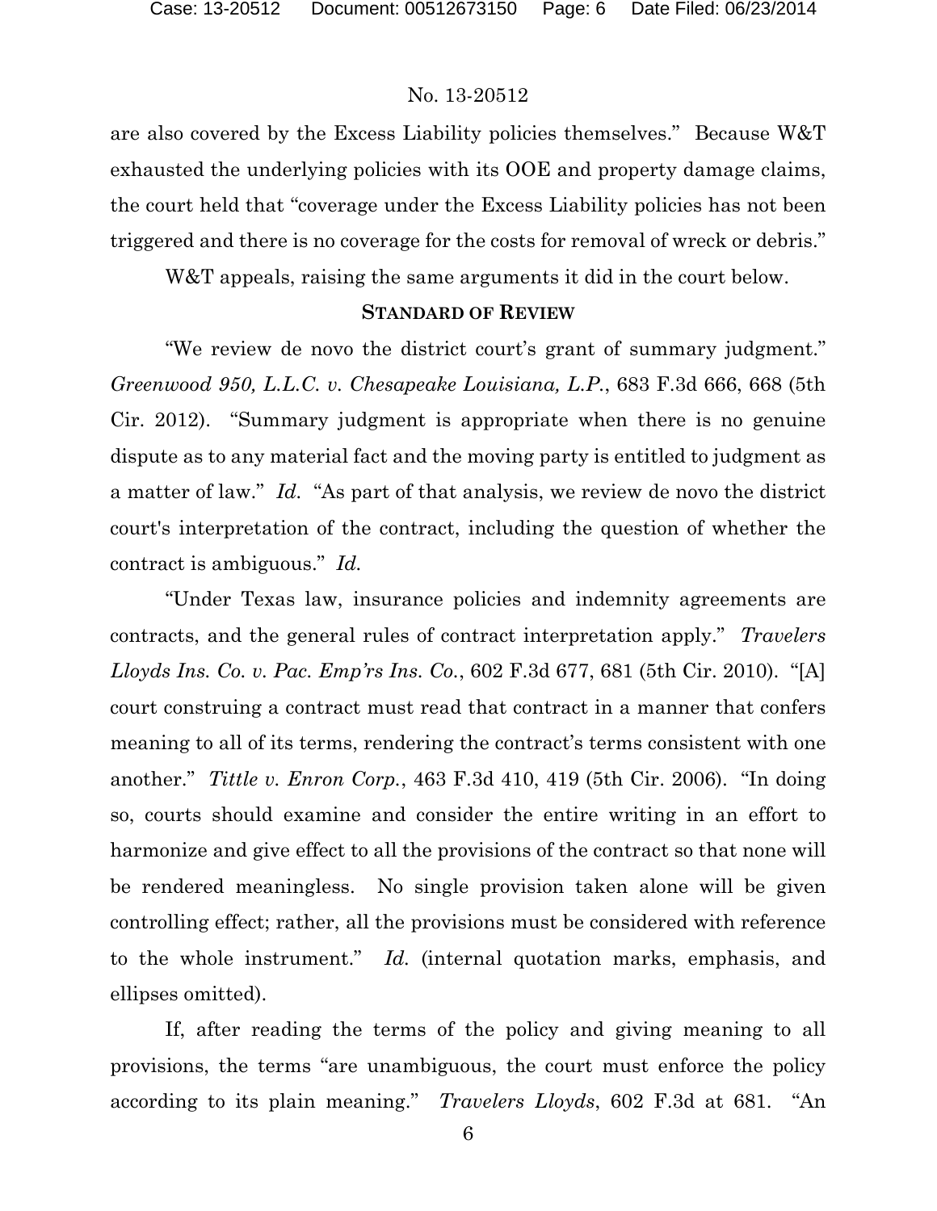are also covered by the Excess Liability policies themselves." Because W&T exhausted the underlying policies with its OOE and property damage claims, the court held that "coverage under the Excess Liability policies has not been triggered and there is no coverage for the costs for removal of wreck or debris."

W&T appeals, raising the same arguments it did in the court below.

## STANDARD OF REVIEW

"We review de novo the district court's grant of summary judgment." *Greenwood 950, L.L.C. v. Chesapeake Louisiana, L.P.*, 683 F.3d 666, 668 (5th Cir. 2012). "Summary judgment is appropriate when there is no genuine dispute as to any material fact and the moving party is entitled to judgment as a matter of law." *Id.* "As part of that analysis, we review de novo the district court's interpretation of the contract, including the question of whether the contract is ambiguous." *Id.*

"Under Texas law, insurance policies and indemnity agreements are contracts, and the general rules of contract interpretation apply." *Travelers Lloyds Ins. Co. v. Pac. Emp'rs Ins. Co.*, 602 F.3d 677, 681 (5th Cir. 2010). "[A] court construing a contract must read that contract in a manner that confers meaning to all of its terms, rendering the contract's terms consistent with one another." *Tittle v. Enron Corp.*, 463 F.3d 410, 419 (5th Cir. 2006). "In doing so, courts should examine and consider the entire writing in an effort to harmonize and give effect to all the provisions of the contract so that none will be rendered meaningless. No single provision taken alone will be given controlling effect; rather, all the provisions must be considered with reference to the whole instrument." *Id.* (internal quotation marks, emphasis, and ellipses omitted).

If, after reading the terms of the policy and giving meaning to all provisions, the terms "are unambiguous, the court must enforce the policy according to its plain meaning." *Travelers Lloyds*, 602 F.3d at 681. "An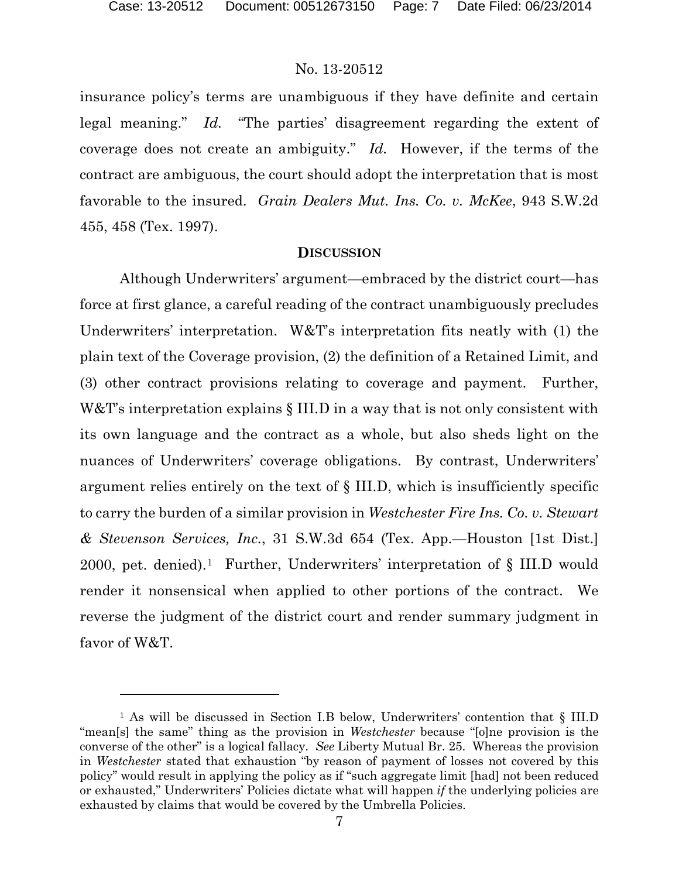insurance policy's terms are unambiguous if they have definite and certain legal meaning." *Id.* "The parties' disagreement regarding the extent of coverage does not create an ambiguity." *Id.* However, if the terms of the contract are ambiguous, the court should adopt the interpretation that is most favorable to the insured. *Grain Dealers Mut. Ins. Co. v. McKee*, 943 S.W.2d 455, 458 (Tex. 1997).

## DISCUSSION

Although Underwriters' argument—embraced by the district court—has force at first glance, a careful reading of the contract unambiguously precludes Underwriters' interpretation. W&T's interpretation fits neatly with (1) the plain text of the Coverage provision, (2) the definition of a Retained Limit, and (3) other contract provisions relating to coverage and payment. Further, W&T's interpretation explains § III.D in a way that is not only consistent with its own language and the contract as a whole, but also sheds light on the nuances of Underwriters' coverage obligations. By contrast, Underwriters' argument relies entirely on the text of § III.D, which is insufficiently specific to carry the burden of a similar provision in *Westchester Fire Ins. Co. v. Stewart & Stevenson Services, Inc.*, 31 S.W.3d 654 (Tex. App.—Houston [1st Dist.] 2000, pet. denied).[1] Further, Underwriters' interpretation of § III.D would render it nonsensical when applied to other portions of the contract. We reverse the judgment of the district court and render summary judgment in favor of W&T.

---

[1] As will be discussed in Section I.B below, Underwriters' contention that § III.D "mean[s] the same" thing as the provision in *Westchester* because "[o]ne provision is the converse of the other" is a logical fallacy. *See* Liberty Mutual Br. 25. Whereas the provision in *Westchester* stated that exhaustion "by reason of payment of losses not covered by this policy" would result in applying the policy as if "such aggregate limit [had] not been reduced or exhausted," Underwriters' Policies dictate what will happen *if* the underlying policies are exhausted by claims that would be covered by the Umbrella Policies.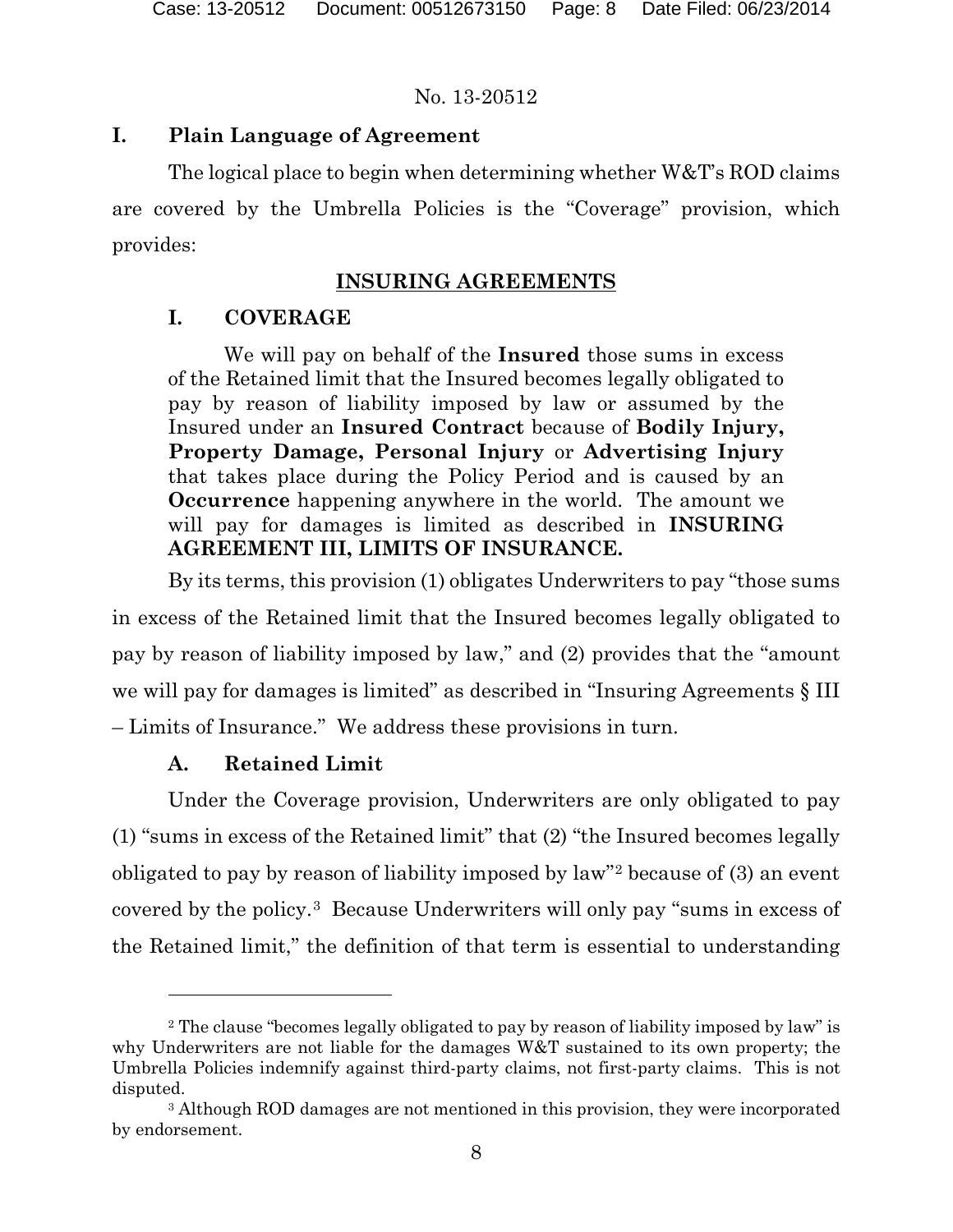## I. Plain Language of Agreement

The logical place to begin when determining whether W&T's ROD claims are covered by the Umbrella Policies is the "Coverage" provision, which provides:

> **INSURING AGREEMENTS**
>
> **I. COVERAGE**
>
> We will pay on behalf of the **Insured** those sums in excess of the Retained limit that the Insured becomes legally obligated to pay by reason of liability imposed by law or assumed by the Insured under an **Insured Contract** because of **Bodily Injury, Property Damage, Personal Injury** or **Advertising Injury** that takes place during the Policy Period and is caused by an **Occurrence** happening anywhere in the world. The amount we will pay for damages is limited as described in **INSURING AGREEMENT III, LIMITS OF INSURANCE.**

By its terms, this provision (1) obligates Underwriters to pay "those sums in excess of the Retained limit that the Insured becomes legally obligated to pay by reason of liability imposed by law," and (2) provides that the "amount we will pay for damages is limited" as described in "Insuring Agreements § III – Limits of Insurance." We address these provisions in turn.

### A. Retained Limit

Under the Coverage provision, Underwriters are only obligated to pay (1) "sums in excess of the Retained limit" that (2) "the Insured becomes legally obligated to pay by reason of liability imposed by law"[2] because of (3) an event covered by the policy.[3] Because Underwriters will only pay "sums in excess of the Retained limit," the definition of that term is essential to understanding

---

[2] The clause "becomes legally obligated to pay by reason of liability imposed by law" is why Underwriters are not liable for the damages W&T sustained to its own property; the Umbrella Policies indemnify against third-party claims, not first-party claims. This is not disputed.

[3] Although ROD damages are not mentioned in this provision, they were incorporated by endorsement.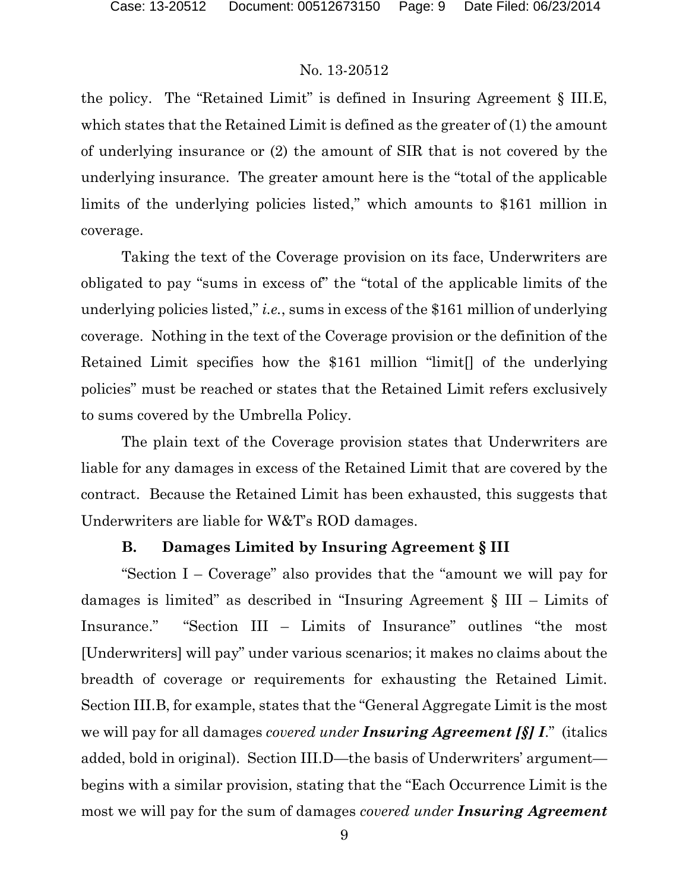the policy. The "Retained Limit" is defined in Insuring Agreement § III.E, which states that the Retained Limit is defined as the greater of (1) the amount of underlying insurance or (2) the amount of SIR that is not covered by the underlying insurance. The greater amount here is the "total of the applicable limits of the underlying policies listed," which amounts to $161 million in coverage.

Taking the text of the Coverage provision on its face, Underwriters are obligated to pay "sums in excess of" the "total of the applicable limits of the underlying policies listed," *i.e.*, sums in excess of the $161 million of underlying coverage. Nothing in the text of the Coverage provision or the definition of the Retained Limit specifies how the $161 million "limit[] of the underlying policies" must be reached or states that the Retained Limit refers exclusively to sums covered by the Umbrella Policy.

The plain text of the Coverage provision states that Underwriters are liable for any damages in excess of the Retained Limit that are covered by the contract. Because the Retained Limit has been exhausted, this suggests that Underwriters are liable for W&T's ROD damages.

### B. Damages Limited by Insuring Agreement § III

"Section I – Coverage" also provides that the "amount we will pay for damages is limited" as described in "Insuring Agreement § III – Limits of Insurance." "Section III – Limits of Insurance" outlines "the most [Underwriters] will pay" under various scenarios; it makes no claims about the breadth of coverage or requirements for exhausting the Retained Limit. Section III.B, for example, states that the "General Aggregate Limit is the most we will pay for all damages *covered under **Insuring Agreement [§] I***." (italics added, bold in original). Section III.D—the basis of Underwriters' argument—begins with a similar provision, stating that the "Each Occurrence Limit is the most we will pay for the sum of damages *covered under **Insuring Agreement***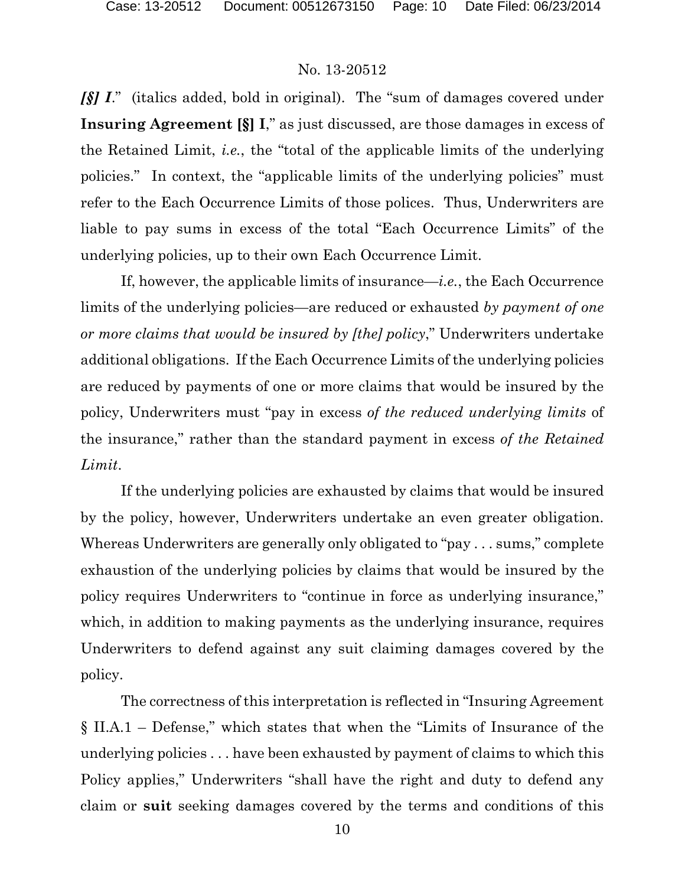*[§] I*." (italics added, bold in original). The "sum of damages covered under **Insuring Agreement [§] I**," as just discussed, are those damages in excess of the Retained Limit, *i.e.*, the "total of the applicable limits of the underlying policies." In context, the "applicable limits of the underlying policies" must refer to the Each Occurrence Limits of those polices. Thus, Underwriters are liable to pay sums in excess of the total "Each Occurrence Limits" of the underlying policies, up to their own Each Occurrence Limit.

If, however, the applicable limits of insurance—*i.e.*, the Each Occurrence limits of the underlying policies—are reduced or exhausted *by payment of one or more claims that would be insured by [the] policy*," Underwriters undertake additional obligations. If the Each Occurrence Limits of the underlying policies are reduced by payments of one or more claims that would be insured by the policy, Underwriters must "pay in excess *of the reduced underlying limits* of the insurance," rather than the standard payment in excess *of the Retained Limit*.

If the underlying policies are exhausted by claims that would be insured by the policy, however, Underwriters undertake an even greater obligation. Whereas Underwriters are generally only obligated to "pay . . . sums," complete exhaustion of the underlying policies by claims that would be insured by the policy requires Underwriters to "continue in force as underlying insurance," which, in addition to making payments as the underlying insurance, requires Underwriters to defend against any suit claiming damages covered by the policy.

The correctness of this interpretation is reflected in "Insuring Agreement § II.A.1 – Defense," which states that when the "Limits of Insurance of the underlying policies . . . have been exhausted by payment of claims to which this Policy applies," Underwriters "shall have the right and duty to defend any claim or **suit** seeking damages covered by the terms and conditions of this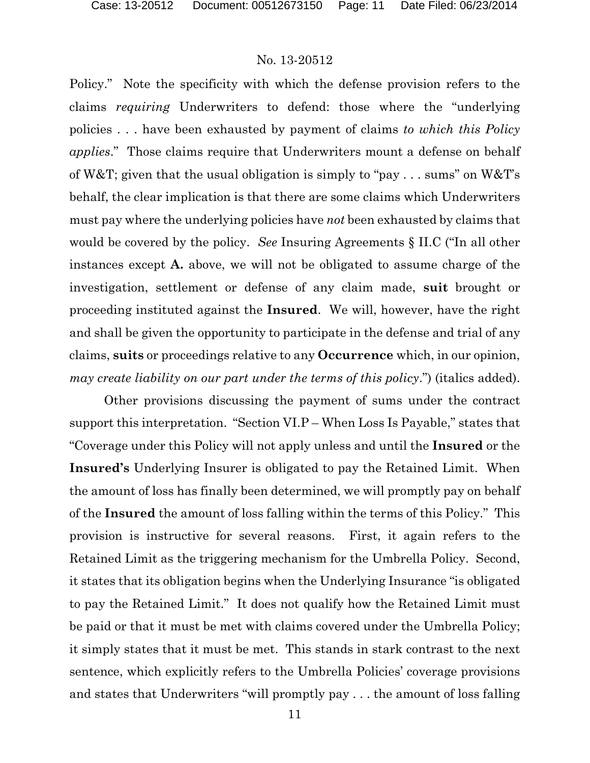Policy." Note the specificity with which the defense provision refers to the claims *requiring* Underwriters to defend: those where the "underlying policies . . . have been exhausted by payment of claims *to which this Policy applies*." Those claims require that Underwriters mount a defense on behalf of W&T; given that the usual obligation is simply to "pay . . . sums" on W&T's behalf, the clear implication is that there are some claims which Underwriters must pay where the underlying policies have *not* been exhausted by claims that would be covered by the policy. *See* Insuring Agreements § II.C ("In all other instances except **A.** above, we will not be obligated to assume charge of the investigation, settlement or defense of any claim made, **suit** brought or proceeding instituted against the **Insured**. We will, however, have the right and shall be given the opportunity to participate in the defense and trial of any claims, **suits** or proceedings relative to any **Occurrence** which, in our opinion, *may create liability on our part under the terms of this policy*.") (italics added).

Other provisions discussing the payment of sums under the contract support this interpretation. "Section VI.P – When Loss Is Payable," states that "Coverage under this Policy will not apply unless and until the **Insured** or the **Insured's** Underlying Insurer is obligated to pay the Retained Limit. When the amount of loss has finally been determined, we will promptly pay on behalf of the **Insured** the amount of loss falling within the terms of this Policy." This provision is instructive for several reasons. First, it again refers to the Retained Limit as the triggering mechanism for the Umbrella Policy. Second, it states that its obligation begins when the Underlying Insurance "is obligated to pay the Retained Limit." It does not qualify how the Retained Limit must be paid or that it must be met with claims covered under the Umbrella Policy; it simply states that it must be met. This stands in stark contrast to the next sentence, which explicitly refers to the Umbrella Policies' coverage provisions and states that Underwriters "will promptly pay . . . the amount of loss falling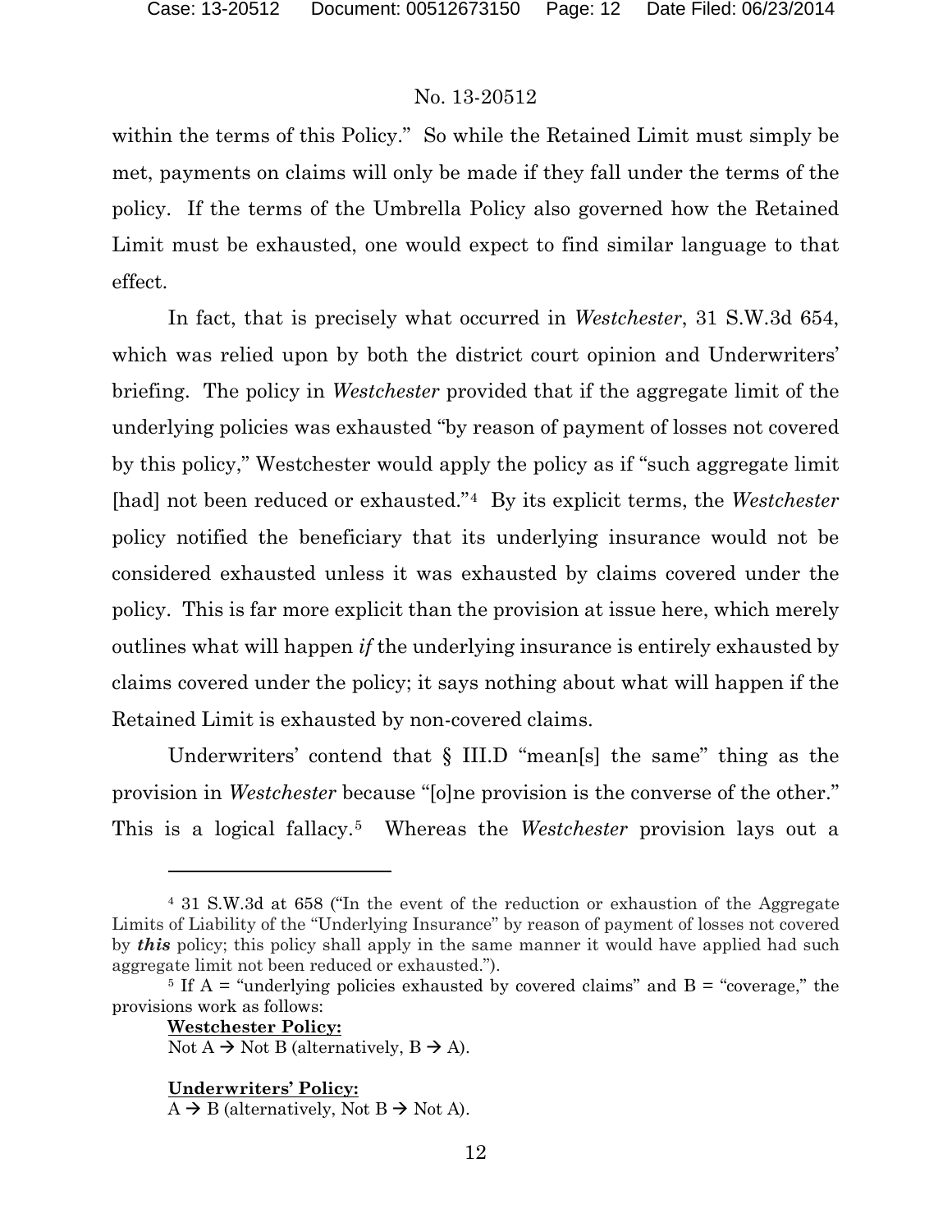within the terms of this Policy." So while the Retained Limit must simply be met, payments on claims will only be made if they fall under the terms of the policy. If the terms of the Umbrella Policy also governed how the Retained Limit must be exhausted, one would expect to find similar language to that effect.

In fact, that is precisely what occurred in *Westchester*, 31 S.W.3d 654, which was relied upon by both the district court opinion and Underwriters' briefing. The policy in *Westchester* provided that if the aggregate limit of the underlying policies was exhausted "by reason of payment of losses not covered by this policy," Westchester would apply the policy as if "such aggregate limit [had] not been reduced or exhausted."[4] By its explicit terms, the *Westchester* policy notified the beneficiary that its underlying insurance would not be considered exhausted unless it was exhausted by claims covered under the policy. This is far more explicit than the provision at issue here, which merely outlines what will happen *if* the underlying insurance is entirely exhausted by claims covered under the policy; it says nothing about what will happen if the Retained Limit is exhausted by non-covered claims.

Underwriters' contend that § III.D "mean[s] the same" thing as the provision in *Westchester* because "[o]ne provision is the converse of the other." This is a logical fallacy.[5] Whereas the *Westchester* provision lays out a

---

[4] 31 S.W.3d at 658 ("In the event of the reduction or exhaustion of the Aggregate Limits of Liability of the "Underlying Insurance" by reason of payment of losses not covered by ***this*** policy; this policy shall apply in the same manner it would have applied had such aggregate limit not been reduced or exhausted.").

[5] If A = "underlying policies exhausted by covered claims" and B = "coverage," the provisions work as follows:

**<u>Westchester Policy:</u>**
Not A → Not B (alternatively, B → A).

**<u>Underwriters' Policy:</u>**
A → B (alternatively, Not B → Not A).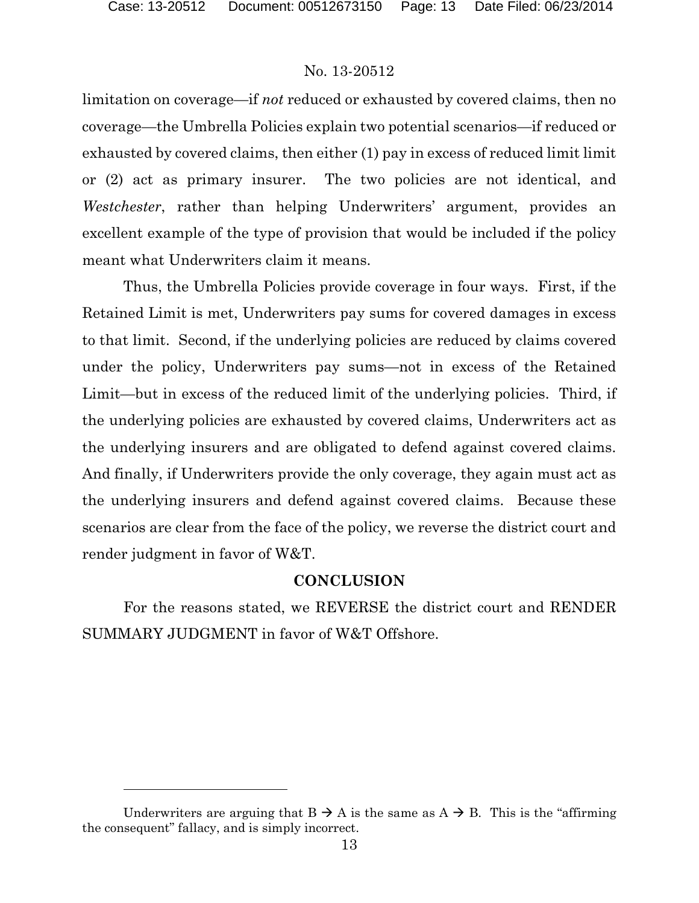limitation on coverage—if *not* reduced or exhausted by covered claims, then no coverage—the Umbrella Policies explain two potential scenarios—if reduced or exhausted by covered claims, then either (1) pay in excess of reduced limit limit or (2) act as primary insurer. The two policies are not identical, and *Westchester*, rather than helping Underwriters' argument, provides an excellent example of the type of provision that would be included if the policy meant what Underwriters claim it means.

Thus, the Umbrella Policies provide coverage in four ways. First, if the Retained Limit is met, Underwriters pay sums for covered damages in excess to that limit. Second, if the underlying policies are reduced by claims covered under the policy, Underwriters pay sums—not in excess of the Retained Limit—but in excess of the reduced limit of the underlying policies. Third, if the underlying policies are exhausted by covered claims, Underwriters act as the underlying insurers and are obligated to defend against covered claims. And finally, if Underwriters provide the only coverage, they again must act as the underlying insurers and defend against covered claims. Because these scenarios are clear from the face of the policy, we reverse the district court and render judgment in favor of W&T.

## CONCLUSION

For the reasons stated, we REVERSE the district court and RENDER SUMMARY JUDGMENT in favor of W&T Offshore.

---

Underwriters are arguing that B → A is the same as A → B. This is the "affirming the consequent" fallacy, and is simply incorrect.